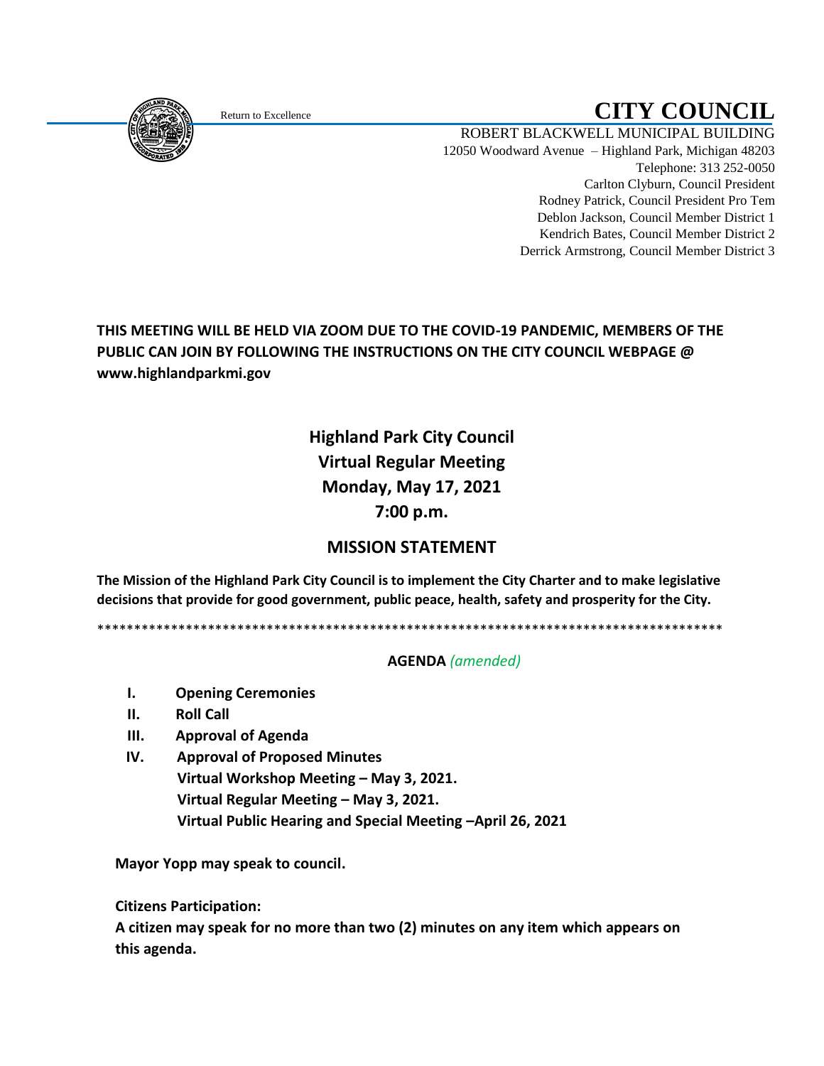Return to Excellence

# CITY COUNCIL

ROBERT BLACKWELL MUNICIPAL BUILDING
12050 Woodward Avenue – Highland Park, Michigan 48203
Telephone: 313 252-0050
Carlton Clyburn, Council President
Rodney Patrick, Council President Pro Tem
Deblon Jackson, Council Member District 1
Kendrich Bates, Council Member District 2
Derrick Armstrong, Council Member District 3

**THIS MEETING WILL BE HELD VIA ZOOM DUE TO THE COVID-19 PANDEMIC, MEMBERS OF THE PUBLIC CAN JOIN BY FOLLOWING THE INSTRUCTIONS ON THE CITY COUNCIL WEBPAGE @ www.highlandparkmi.gov**

## Highland Park City Council
## Virtual Regular Meeting
## Monday, May 17, 2021
## 7:00 p.m.

## MISSION STATEMENT

**The Mission of the Highland Park City Council is to implement the City Charter and to make legislative decisions that provide for good government, public peace, health, safety and prosperity for the City.**

\*\*\*\*\*\*\*\*\*\*\*\*\*\*\*\*\*\*\*\*\*\*\*\*\*\*\*\*\*\*\*\*\*\*\*\*\*\*\*\*\*\*\*\*\*\*\*\*\*\*\*\*\*\*\*\*\*\*\*\*\*\*\*\*\*\*\*\*\*\*\*\*\*\*\*\*\*\*\*\*\*\*\*\*\*\*\*\*\*

**AGENDA** *(amended)*

- **I. Opening Ceremonies**
- **II. Roll Call**
- **III. Approval of Agenda**
- **IV. Approval of Proposed Minutes**
  **Virtual Workshop Meeting – May 3, 2021.**
  **Virtual Regular Meeting – May 3, 2021.**
  **Virtual Public Hearing and Special Meeting –April 26, 2021**

**Mayor Yopp may speak to council.**

**Citizens Participation:**
**A citizen may speak for no more than two (2) minutes on any item which appears on this agenda.**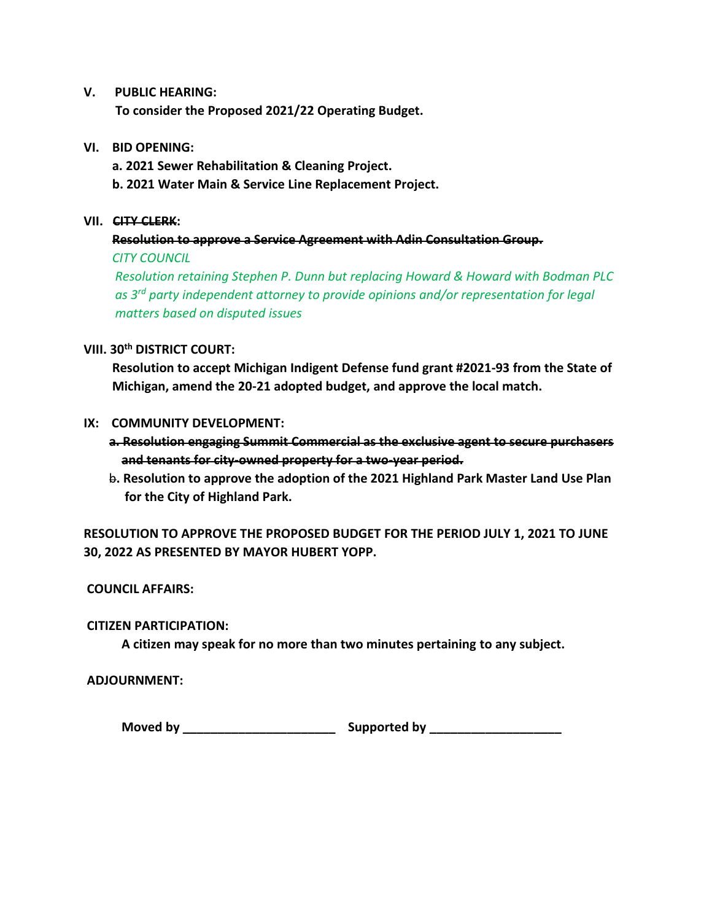**V. PUBLIC HEARING:**

**To consider the Proposed 2021/22 Operating Budget.**

**VI. BID OPENING:**

**a. 2021 Sewer Rehabilitation & Cleaning Project.**

**b. 2021 Water Main & Service Line Replacement Project.**

**VII. ~~CITY CLERK~~:**

**~~Resolution to approve a Service Agreement with Adin Consultation Group.~~**

*CITY COUNCIL*

*Resolution retaining Stephen P. Dunn but replacing Howard & Howard with Bodman PLC as 3rd party independent attorney to provide opinions and/or representation for legal matters based on disputed issues*

**VIII. 30th DISTRICT COURT:**

**Resolution to accept Michigan Indigent Defense fund grant #2021-93 from the State of Michigan, amend the 20-21 adopted budget, and approve the local match.**

**IX: COMMUNITY DEVELOPMENT:**

**~~a. Resolution engaging Summit Commercial as the exclusive agent to secure purchasers and tenants for city-owned property for a two-year period.~~**

~~b~~**. Resolution to approve the adoption of the 2021 Highland Park Master Land Use Plan for the City of Highland Park.**

**RESOLUTION TO APPROVE THE PROPOSED BUDGET FOR THE PERIOD JULY 1, 2021 TO JUNE 30, 2022 AS PRESENTED BY MAYOR HUBERT YOPP.**

**COUNCIL AFFAIRS:**

**CITIZEN PARTICIPATION:**

**A citizen may speak for no more than two minutes pertaining to any subject.**

**ADJOURNMENT:**

**Moved by ______________________ Supported by ___________________**